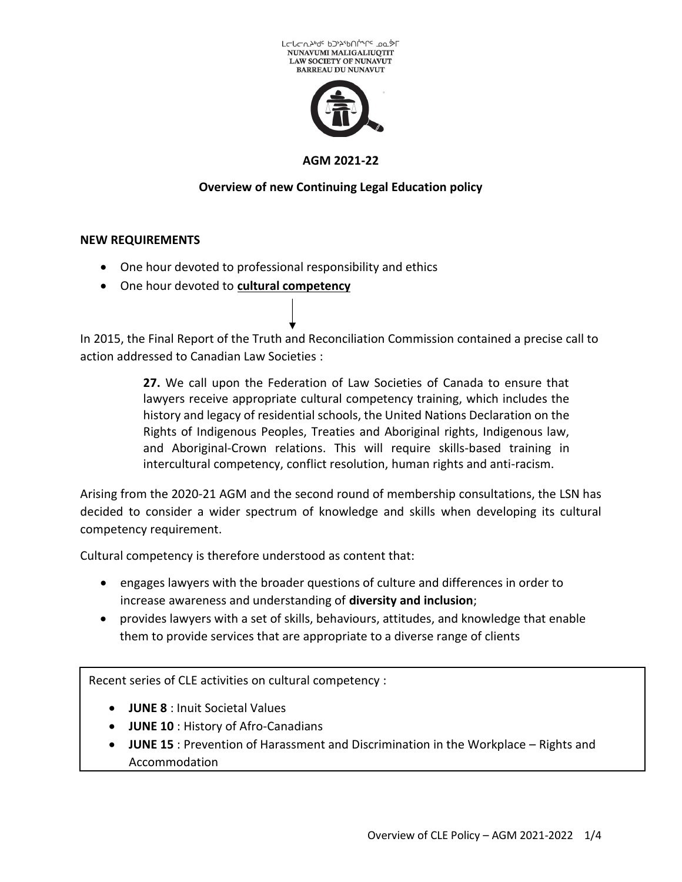ᓇᓄᕗᒥ ᒪᓕᒐᓕᐅᖅᑏᑦ ᑲᑐᔾᔨᖃᑎᒌᖏᑦ ᓄᓇᕗᒥ
NUNAVUMI MALIGALIUQTIT
LAW SOCIETY OF NUNAVUT
BARREAU DU NUNAVUT

## AGM 2021-22

### Overview of new Continuing Legal Education policy

**NEW REQUIREMENTS**

- One hour devoted to professional responsibility and ethics
- One hour devoted to **cultural competency**

In 2015, the Final Report of the Truth and Reconciliation Commission contained a precise call to action addressed to Canadian Law Societies :

> **27.** We call upon the Federation of Law Societies of Canada to ensure that lawyers receive appropriate cultural competency training, which includes the history and legacy of residential schools, the United Nations Declaration on the Rights of Indigenous Peoples, Treaties and Aboriginal rights, Indigenous law, and Aboriginal-Crown relations. This will require skills-based training in intercultural competency, conflict resolution, human rights and anti-racism.

Arising from the 2020-21 AGM and the second round of membership consultations, the LSN has decided to consider a wider spectrum of knowledge and skills when developing its cultural competency requirement.

Cultural competency is therefore understood as content that:

- engages lawyers with the broader questions of culture and differences in order to increase awareness and understanding of **diversity and inclusion**;
- provides lawyers with a set of skills, behaviours, attitudes, and knowledge that enable them to provide services that are appropriate to a diverse range of clients

Recent series of CLE activities on cultural competency :

- **JUNE 8** : Inuit Societal Values
- **JUNE 10** : History of Afro-Canadians
- **JUNE 15** : Prevention of Harassment and Discrimination in the Workplace – Rights and Accommodation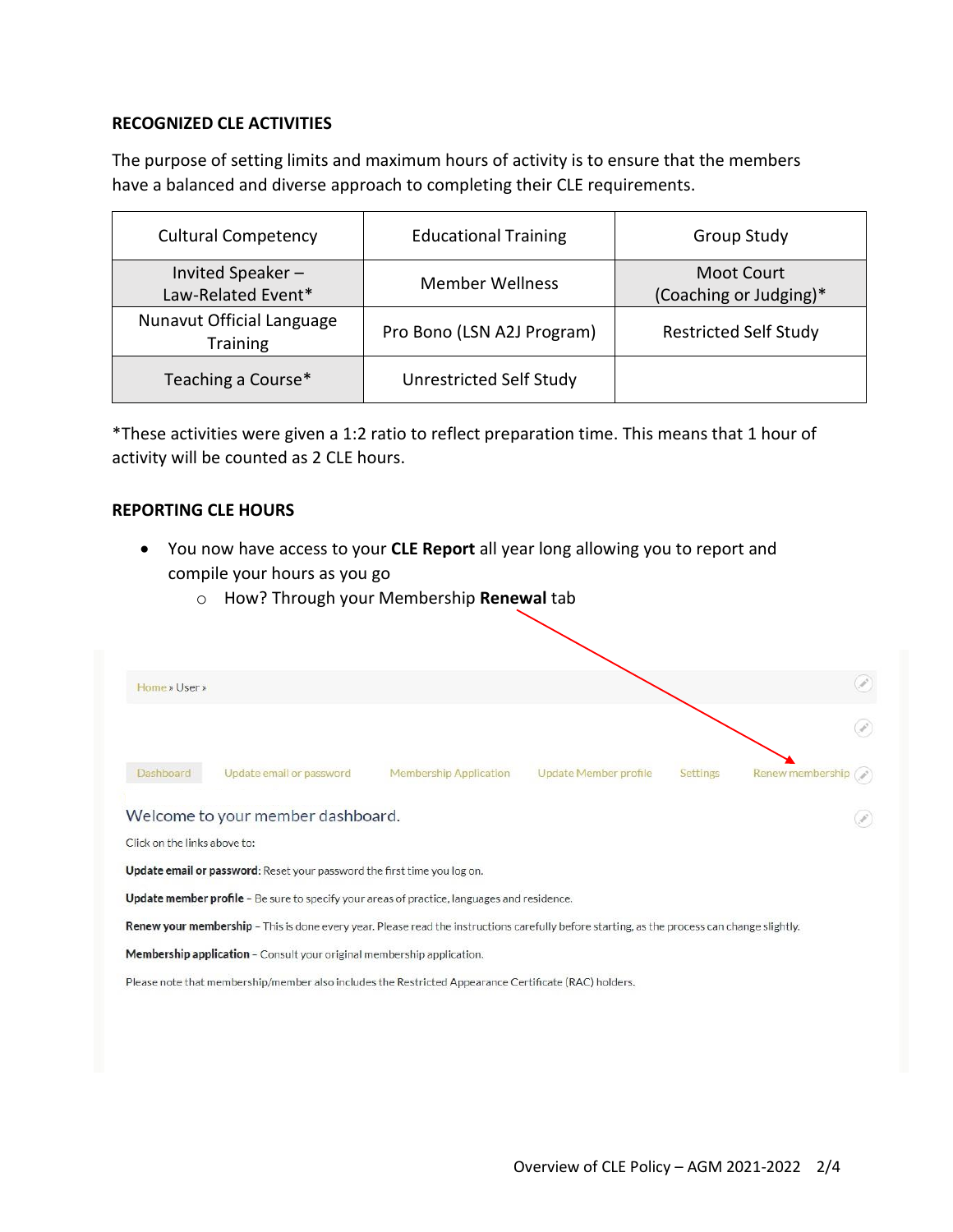**RECOGNIZED CLE ACTIVITIES**

The purpose of setting limits and maximum hours of activity is to ensure that the members have a balanced and diverse approach to completing their CLE requirements.

| Cultural Competency | Educational Training | Group Study |
|---|---|---|
| Invited Speaker – Law-Related Event* | Member Wellness | Moot Court (Coaching or Judging)* |
| Nunavut Official Language Training | Pro Bono (LSN A2J Program) | Restricted Self Study |
| Teaching a Course* | Unrestricted Self Study | |

*These activities were given a 1:2 ratio to reflect preparation time. This means that 1 hour of activity will be counted as 2 CLE hours.

**REPORTING CLE HOURS**

- You now have access to your **CLE Report** all year long allowing you to report and compile your hours as you go
  - How? Through your Membership **Renewal** tab

Home » User »

Dashboard | Update email or password | Membership Application | Update Member profile | Settings | Renew membership

Welcome to your member dashboard.

Click on the links above to:

**Update email or password**: Reset your password the first time you log on.

**Update member profile** – Be sure to specify your areas of practice, languages and residence.

**Renew your membership** – This is done every year. Please read the instructions carefully before starting, as the process can change slightly.

**Membership application** – Consult your original membership application.

Please note that membership/member also includes the Restricted Appearance Certificate (RAC) holders.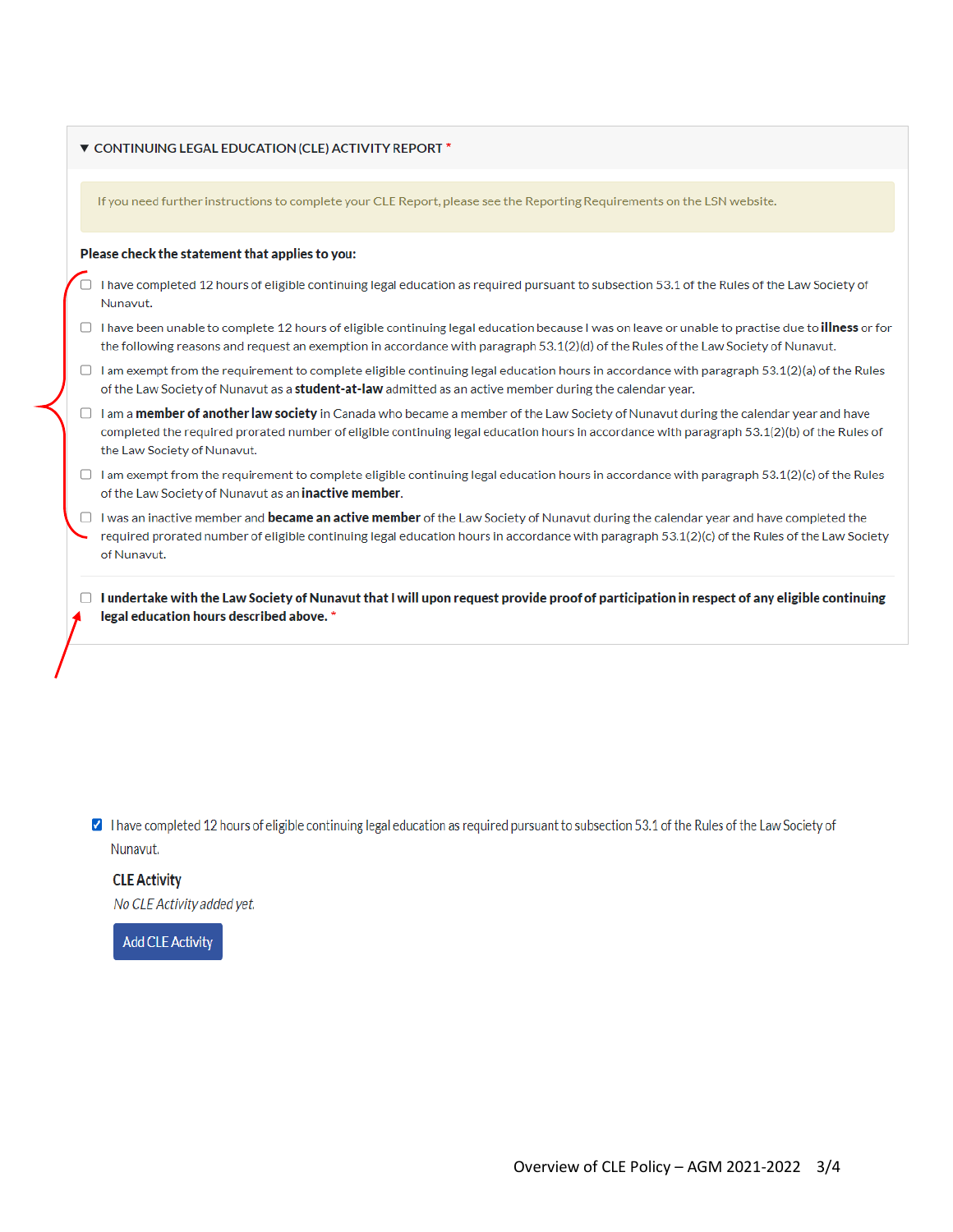### ▼ CONTINUING LEGAL EDUCATION (CLE) ACTIVITY REPORT *

If you need further instructions to complete your CLE Report, please see the Reporting Requirements on the LSN website.

**Please check the statement that applies to you:**

- ☐ I have completed 12 hours of eligible continuing legal education as required pursuant to subsection 53.1 of the Rules of the Law Society of Nunavut.
- ☐ I have been unable to complete 12 hours of eligible continuing legal education because I was on leave or unable to practise due to **illness** or for the following reasons and request an exemption in accordance with paragraph 53.1(2)(d) of the Rules of the Law Society of Nunavut.
- ☐ I am exempt from the requirement to complete eligible continuing legal education hours in accordance with paragraph 53.1(2)(a) of the Rules of the Law Society of Nunavut as a **student-at-law** admitted as an active member during the calendar year.
- ☐ I am a **member of another law society** in Canada who became a member of the Law Society of Nunavut during the calendar year and have completed the required prorated number of eligible continuing legal education hours in accordance with paragraph 53.1(2)(b) of the Rules of the Law Society of Nunavut.
- ☐ I am exempt from the requirement to complete eligible continuing legal education hours in accordance with paragraph 53.1(2)(c) of the Rules of the Law Society of Nunavut as an **inactive member**.
- ☐ I was an inactive member and **became an active member** of the Law Society of Nunavut during the calendar year and have completed the required prorated number of eligible continuing legal education hours in accordance with paragraph 53.1(2)(c) of the Rules of the Law Society of Nunavut.

☐ **I undertake with the Law Society of Nunavut that I will upon request provide proof of participation in respect of any eligible continuing legal education hours described above.** *

☑ I have completed 12 hours of eligible continuing legal education as required pursuant to subsection 53.1 of the Rules of the Law Society of Nunavut.

**CLE Activity**

*No CLE Activity added yet.*

Add CLE Activity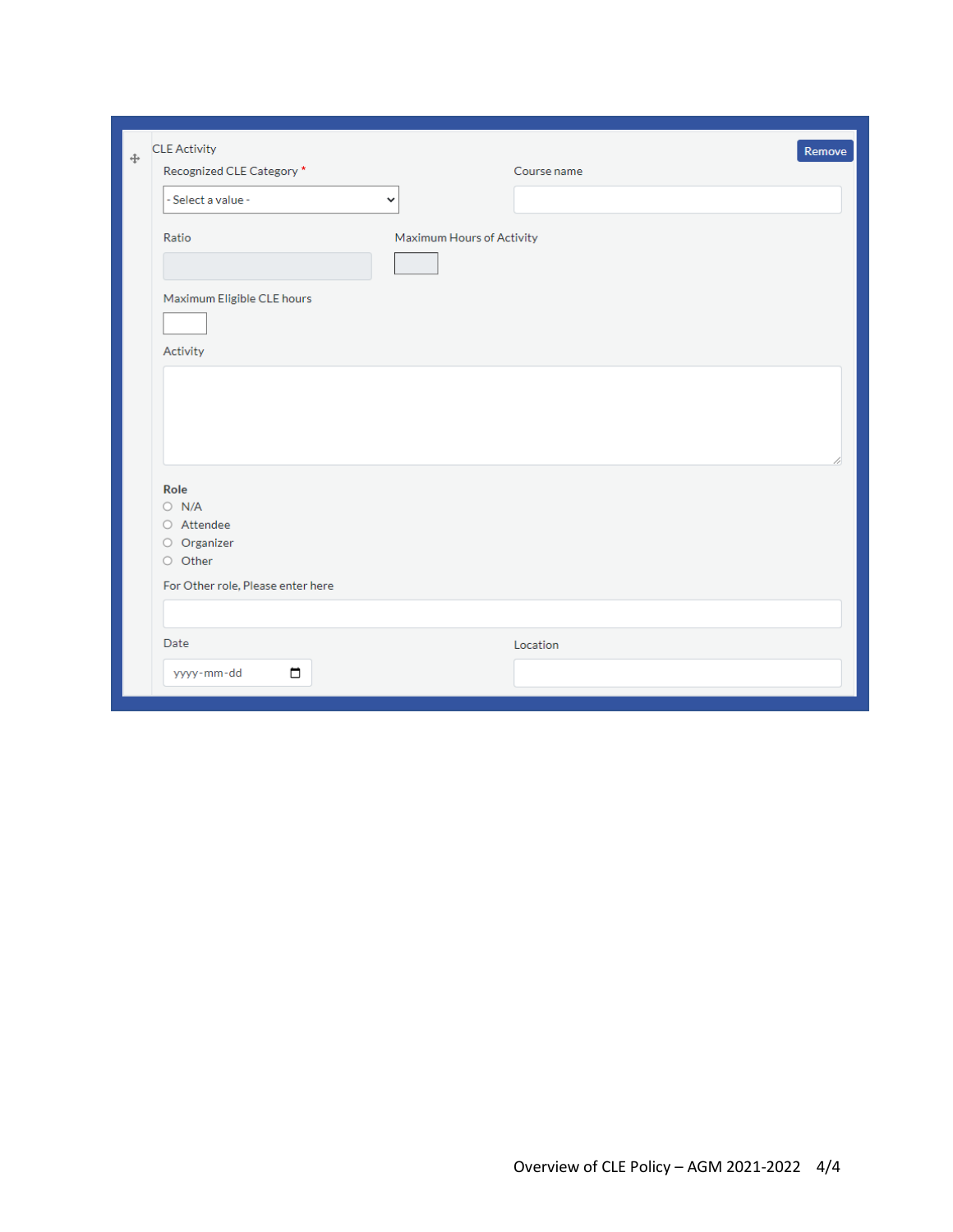CLE Activity

Remove

Recognized CLE Category *

- Select a value -

Course name

Ratio

Maximum Hours of Activity

Maximum Eligible CLE hours

Activity

**Role**

- N/A
- Attendee
- Organizer
- Other

For Other role, Please enter here

Date

yyyy-mm-dd

Location